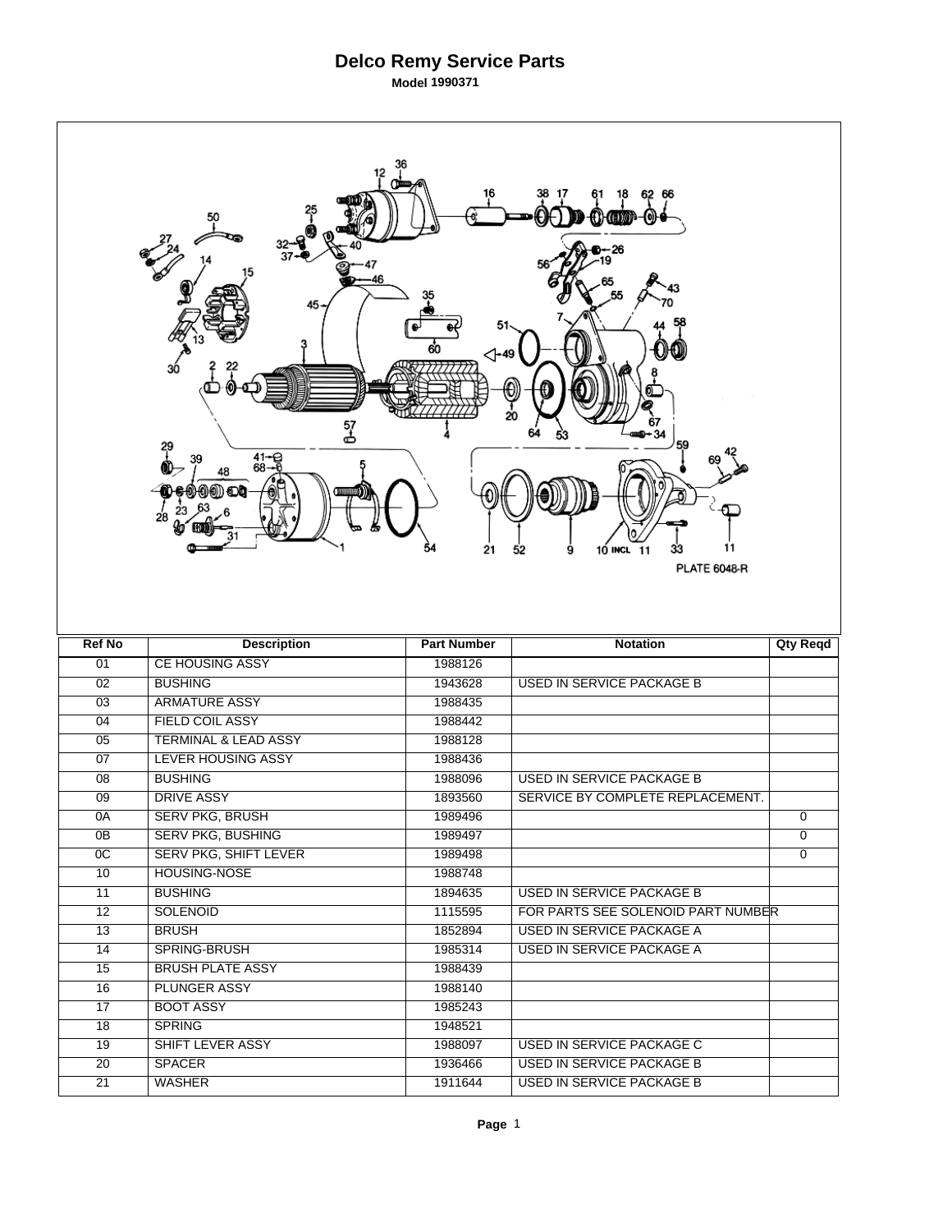# Delco Remy Service Parts

**Model 1990371**

PLATE 6048-R

| Ref No | Description | Part Number | Notation | Qty Reqd |
|---|---|---|---|---|
| 01 | CE HOUSING ASSY | 1988126 | | |
| 02 | BUSHING | 1943628 | USED IN SERVICE PACKAGE B | |
| 03 | ARMATURE ASSY | 1988435 | | |
| 04 | FIELD COIL ASSY | 1988442 | | |
| 05 | TERMINAL & LEAD ASSY | 1988128 | | |
| 07 | LEVER HOUSING ASSY | 1988436 | | |
| 08 | BUSHING | 1988096 | USED IN SERVICE PACKAGE B | |
| 09 | DRIVE ASSY | 1893560 | SERVICE BY COMPLETE REPLACEMENT. | |
| 0A | SERV PKG, BRUSH | 1989496 | | 0 |
| 0B | SERV PKG, BUSHING | 1989497 | | 0 |
| 0C | SERV PKG, SHIFT LEVER | 1989498 | | 0 |
| 10 | HOUSING-NOSE | 1988748 | | |
| 11 | BUSHING | 1894635 | USED IN SERVICE PACKAGE B | |
| 12 | SOLENOID | 1115595 | FOR PARTS SEE SOLENOID PART NUMBER | |
| 13 | BRUSH | 1852894 | USED IN SERVICE PACKAGE A | |
| 14 | SPRING-BRUSH | 1985314 | USED IN SERVICE PACKAGE A | |
| 15 | BRUSH PLATE ASSY | 1988439 | | |
| 16 | PLUNGER ASSY | 1988140 | | |
| 17 | BOOT ASSY | 1985243 | | |
| 18 | SPRING | 1948521 | | |
| 19 | SHIFT LEVER ASSY | 1988097 | USED IN SERVICE PACKAGE C | |
| 20 | SPACER | 1936466 | USED IN SERVICE PACKAGE B | |
| 21 | WASHER | 1911644 | USED IN SERVICE PACKAGE B | |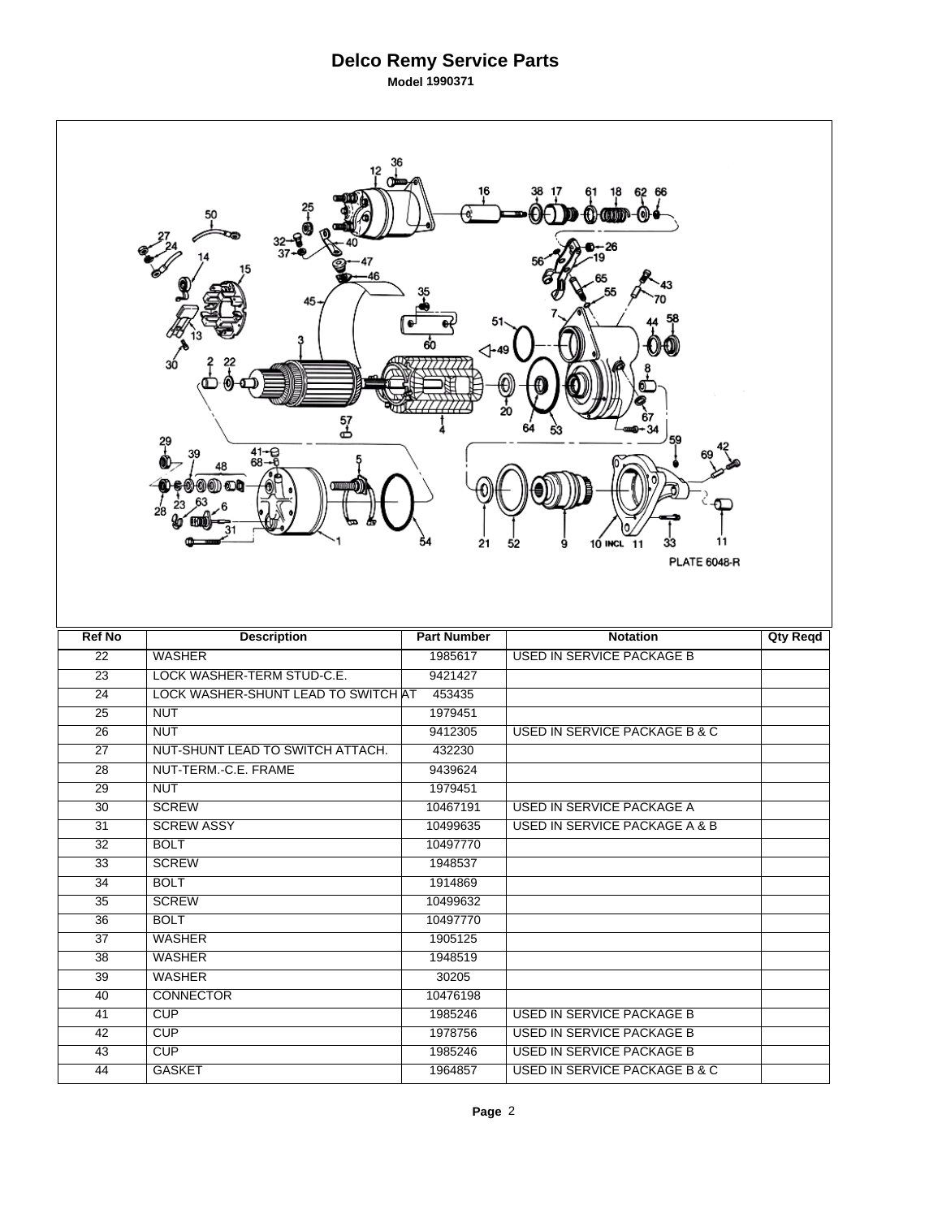# Delco Remy Service Parts

**Model 1990371**

PLATE 6048-R

| Ref No | Description | Part Number | Notation | Qty Reqd |
|---|---|---|---|---|
| 22 | WASHER | 1985617 | USED IN SERVICE PACKAGE B | |
| 23 | LOCK WASHER-TERM STUD-C.E. | 9421427 | | |
| 24 | LOCK WASHER-SHUNT LEAD TO SWITCH AT | 453435 | | |
| 25 | NUT | 1979451 | | |
| 26 | NUT | 9412305 | USED IN SERVICE PACKAGE B & C | |
| 27 | NUT-SHUNT LEAD TO SWITCH ATTACH. | 432230 | | |
| 28 | NUT-TERM.-C.E. FRAME | 9439624 | | |
| 29 | NUT | 1979451 | | |
| 30 | SCREW | 10467191 | USED IN SERVICE PACKAGE A | |
| 31 | SCREW ASSY | 10499635 | USED IN SERVICE PACKAGE A & B | |
| 32 | BOLT | 10497770 | | |
| 33 | SCREW | 1948537 | | |
| 34 | BOLT | 1914869 | | |
| 35 | SCREW | 10499632 | | |
| 36 | BOLT | 10497770 | | |
| 37 | WASHER | 1905125 | | |
| 38 | WASHER | 1948519 | | |
| 39 | WASHER | 30205 | | |
| 40 | CONNECTOR | 10476198 | | |
| 41 | CUP | 1985246 | USED IN SERVICE PACKAGE B | |
| 42 | CUP | 1978756 | USED IN SERVICE PACKAGE B | |
| 43 | CUP | 1985246 | USED IN SERVICE PACKAGE B | |
| 44 | GASKET | 1964857 | USED IN SERVICE PACKAGE B & C | |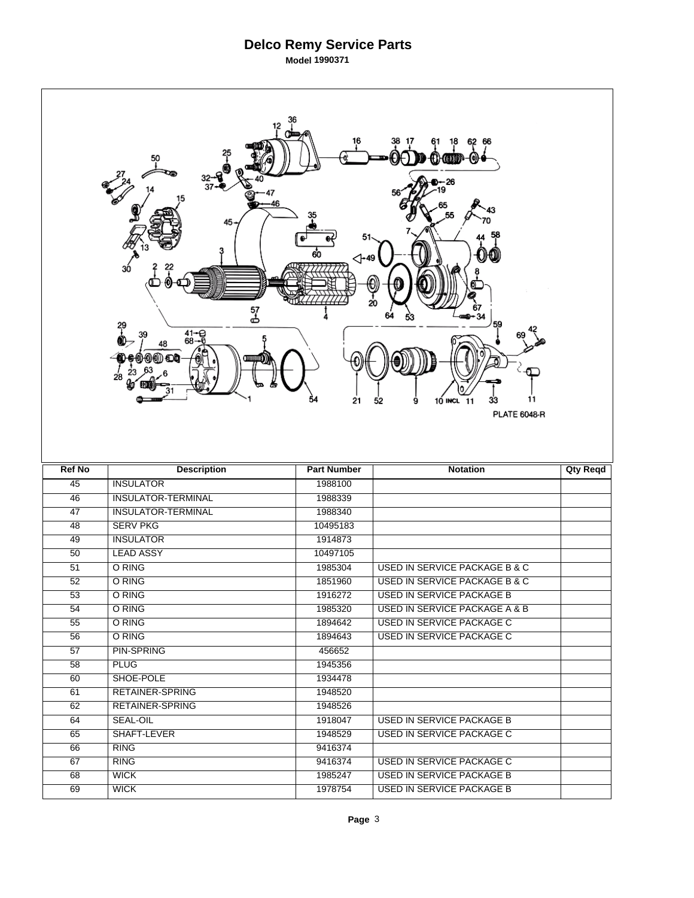# Delco Remy Service Parts

**Model 1990371**

PLATE 6048-R

| Ref No | Description | Part Number | Notation | Qty Reqd |
|---|---|---|---|---|
| 45 | INSULATOR | 1988100 | | |
| 46 | INSULATOR-TERMINAL | 1988339 | | |
| 47 | INSULATOR-TERMINAL | 1988340 | | |
| 48 | SERV PKG | 10495183 | | |
| 49 | INSULATOR | 1914873 | | |
| 50 | LEAD ASSY | 10497105 | | |
| 51 | O RING | 1985304 | USED IN SERVICE PACKAGE B & C | |
| 52 | O RING | 1851960 | USED IN SERVICE PACKAGE B & C | |
| 53 | O RING | 1916272 | USED IN SERVICE PACKAGE B | |
| 54 | O RING | 1985320 | USED IN SERVICE PACKAGE A & B | |
| 55 | O RING | 1894642 | USED IN SERVICE PACKAGE C | |
| 56 | O RING | 1894643 | USED IN SERVICE PACKAGE C | |
| 57 | PIN-SPRING | 456652 | | |
| 58 | PLUG | 1945356 | | |
| 60 | SHOE-POLE | 1934478 | | |
| 61 | RETAINER-SPRING | 1948520 | | |
| 62 | RETAINER-SPRING | 1948526 | | |
| 64 | SEAL-OIL | 1918047 | USED IN SERVICE PACKAGE B | |
| 65 | SHAFT-LEVER | 1948529 | USED IN SERVICE PACKAGE C | |
| 66 | RING | 9416374 | | |
| 67 | RING | 9416374 | USED IN SERVICE PACKAGE C | |
| 68 | WICK | 1985247 | USED IN SERVICE PACKAGE B | |
| 69 | WICK | 1978754 | USED IN SERVICE PACKAGE B | |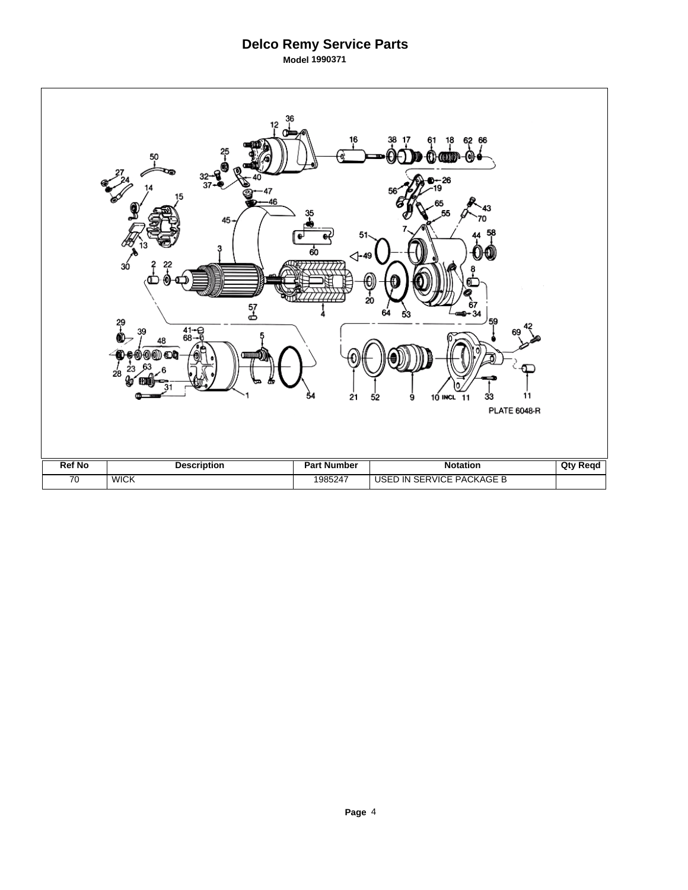# Delco Remy Service Parts

**Model 1990371**

12 36 16 38 17 61 18 62 66
50 25
27 24 32 37 40
14 47 46 26 19
15 56 65 43
45 35 55 70
13 51 7 58
3 60 44
30 49
2 22 8
20
57 64 53 67
4 34
29 41 68 59 42
39 5 69
48
28 23 63 6
31
1 54 21 52 9 10 INCL 11 33 11

PLATE 6048-R

| Ref No | Description | Part Number | Notation | Qty Reqd |
|---|---|---|---|---|
| 70 | WICK | 1985247 | USED IN SERVICE PACKAGE B | |